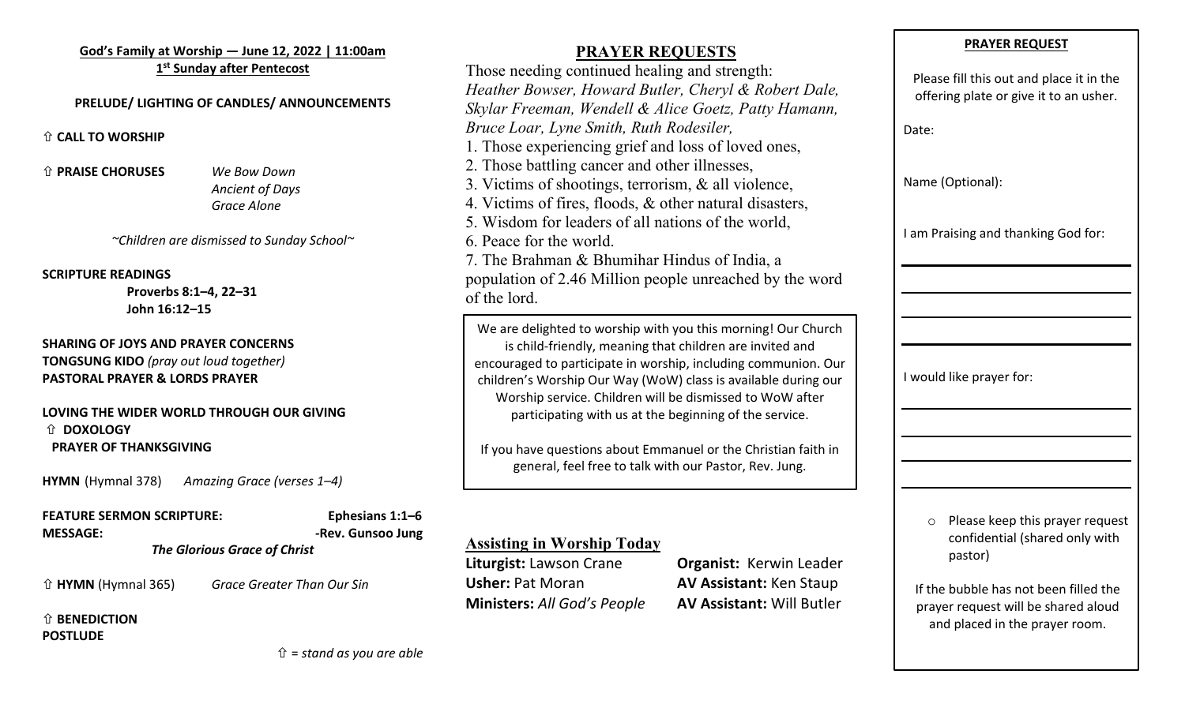**God's Family at Worship — June 12, 2022 | 11:00am**
**1st Sunday after Pentecost**

**PRELUDE/ LIGHTING OF CANDLES/ ANNOUNCEMENTS**

⇧ **CALL TO WORSHIP**

⇧ **PRAISE CHORUSES** *We Bow Down*
*Ancient of Days*
*Grace Alone*

*~Children are dismissed to Sunday School~*

**SCRIPTURE READINGS**
**Proverbs 8:1–4, 22–31**
**John 16:12–15**

**SHARING OF JOYS AND PRAYER CONCERNS**
**TONGSUNG KIDO** *(pray out loud together)*
**PASTORAL PRAYER & LORDS PRAYER**

**LOVING THE WIDER WORLD THROUGH OUR GIVING**
⇧ **DOXOLOGY**
**PRAYER OF THANKSGIVING**

**HYMN** (Hymnal 378) *Amazing Grace (verses 1–4)*

**FEATURE SERMON SCRIPTURE:** **Ephesians 1:1–6**
**MESSAGE:** **-Rev. Gunsoo Jung**
***The Glorious Grace of Christ***

⇧ **HYMN** (Hymnal 365) *Grace Greater Than Our Sin*

⇧ **BENEDICTION**
**POSTLUDE**

⇧ *= stand as you are able*

## PRAYER REQUESTS

Those needing continued healing and strength:
*Heather Bowser, Howard Butler, Cheryl & Robert Dale, Skylar Freeman, Wendell & Alice Goetz, Patty Hamann, Bruce Loar, Lyne Smith, Ruth Rodesiler,*

1. Those experiencing grief and loss of loved ones,
2. Those battling cancer and other illnesses,
3. Victims of shootings, terrorism, & all violence,
4. Victims of fires, floods, & other natural disasters,
5. Wisdom for leaders of all nations of the world,
6. Peace for the world.
7. The Brahman & Bhumihar Hindus of India, a population of 2.46 Million people unreached by the word of the lord.

We are delighted to worship with you this morning! Our Church is child-friendly, meaning that children are invited and encouraged to participate in worship, including communion. Our children's Worship Our Way (WoW) class is available during our Worship service. Children will be dismissed to WoW after participating with us at the beginning of the service.

If you have questions about Emmanuel or the Christian faith in general, feel free to talk with our Pastor, Rev. Jung.

**Assisting in Worship Today**

**Liturgist:** Lawson Crane
**Usher:** Pat Moran
**Ministers:** *All God's People*
**Organist:** Kerwin Leader
**AV Assistant:** Ken Staup
**AV Assistant:** Will Butler

**PRAYER REQUEST**

Please fill this out and place it in the offering plate or give it to an usher.

Date:

Name (Optional):

I am Praising and thanking God for:

______________________

______________________

______________________

______________________

I would like prayer for:

______________________

______________________

______________________

______________________

○ Please keep this prayer request confidential (shared only with pastor)

If the bubble has not been filled the prayer request will be shared aloud and placed in the prayer room.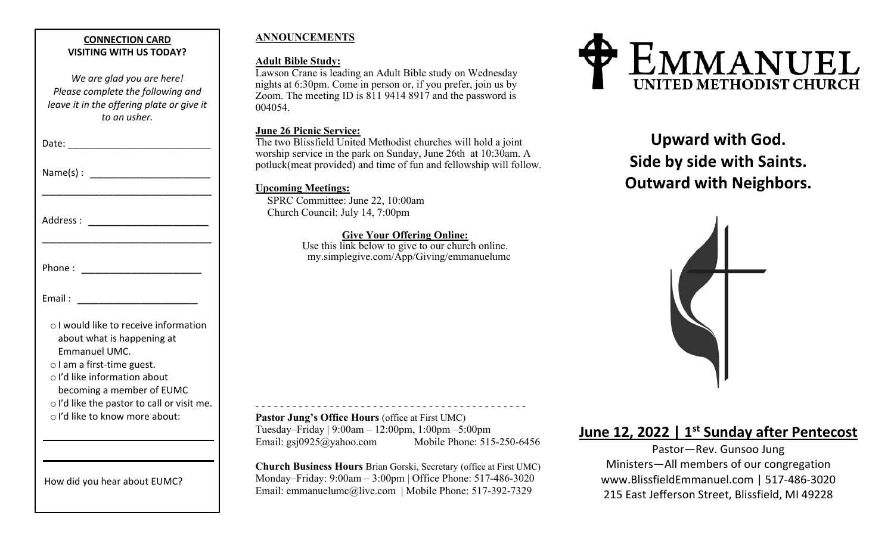## CONNECTION CARD
**VISITING WITH US TODAY?**

*We are glad you are here! Please complete the following and leave it in the offering plate or give it to an usher.*

Date: ___________________________

Name(s) : ______________________

________________________________

Address : ______________________

________________________________

Phone : ______________________

Email : ______________________

- ○ I would like to receive information about what is happening at Emmanuel UMC.
- ○ I am a first-time guest.
- ○ I'd like information about becoming a member of EUMC
- ○ I'd like the pastor to call or visit me.
- ○ I'd like to know more about:

________________________________

________________________________

How did you hear about EUMC?

## ANNOUNCEMENTS

**Adult Bible Study:**
Lawson Crane is leading an Adult Bible study on Wednesday nights at 6:30pm. Come in person or, if you prefer, join us by Zoom. The meeting ID is 811 9414 8917 and the password is 004054.

**June 26 Picnic Service:**
The two Blissfield United Methodist churches will hold a joint worship service in the park on Sunday, June 26th at 10:30am. A potluck(meat provided) and time of fun and fellowship will follow.

**Upcoming Meetings:**
SPRC Committee: June 22, 10:00am
Church Council: July 14, 7:00pm

**Give Your Offering Online:**
Use this link below to give to our church online.
my.simplegive.com/App/Giving/emmanuelumc

- - - - - - - - - - - - - - - - - - - - - - - - - - - - - - - - - - - - - - - - - - - -

**Pastor Jung's Office Hours** (office at First UMC)
Tuesday–Friday | 9:00am – 12:00pm, 1:00pm –5:00pm
Email: gsj0925@yahoo.com Mobile Phone: 515-250-6456

**Church Business Hours** Brian Gorski, Secretary (office at First UMC)
Monday–Friday: 9:00am – 3:00pm | Office Phone: 517-486-3020
Email: emmanuelumc@live.com | Mobile Phone: 517-392-7329

# EMMANUEL
## UNITED METHODIST CHURCH

**Upward with God.**
**Side by side with Saints.**
**Outward with Neighbors.**

## June 12, 2022 | 1st Sunday after Pentecost

Pastor—Rev. Gunsoo Jung
Ministers—All members of our congregation
www.BlissfieldEmmanuel.com | 517-486-3020
215 East Jefferson Street, Blissfield, MI 49228